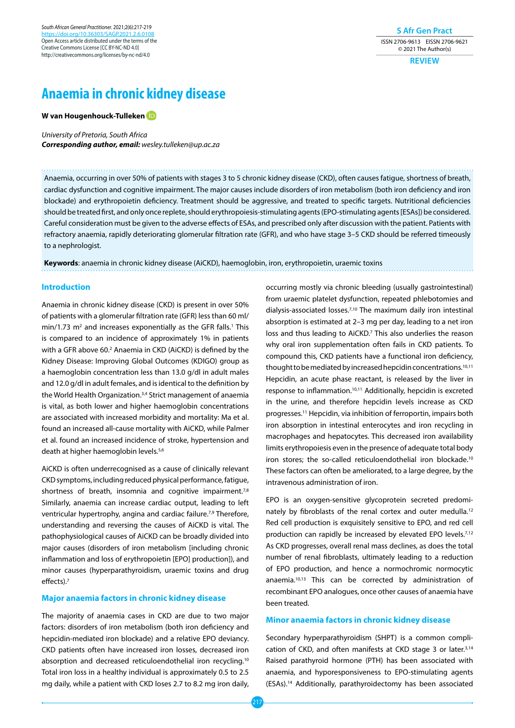# Anaemia in chronic kidney disease

**W van Hougenhouck-Tulleken**

*University of Pretoria, South Africa*
***Corresponding author, email:*** *wesley.tulleken@up.ac.za*

Anaemia, occurring in over 50% of patients with stages 3 to 5 chronic kidney disease (CKD), often causes fatigue, shortness of breath, cardiac dysfunction and cognitive impairment. The major causes include disorders of iron metabolism (both iron deficiency and iron blockade) and erythropoietin deficiency. Treatment should be aggressive, and treated to specific targets. Nutritional deficiencies should be treated first, and only once replete, should erythropoiesis-stimulating agents (EPO-stimulating agents [ESAs]) be considered. Careful consideration must be given to the adverse effects of ESAs, and prescribed only after discussion with the patient. Patients with refractory anaemia, rapidly deteriorating glomerular filtration rate (GFR), and who have stage 3–5 CKD should be referred timeously to a nephrologist.

**Keywords**: anaemia in chronic kidney disease (AiCKD), haemoglobin, iron, erythropoietin, uraemic toxins

## Introduction

Anaemia in chronic kidney disease (CKD) is present in over 50% of patients with a glomerular filtration rate (GFR) less than 60 ml/min/1.73 m$^2$ and increases exponentially as the GFR falls.[1] This is compared to an incidence of approximately 1% in patients with a GFR above 60.[2] Anaemia in CKD (AiCKD) is defined by the Kidney Disease: Improving Global Outcomes (KDIGO) group as a haemoglobin concentration less than 13.0 g/dl in adult males and 12.0 g/dl in adult females, and is identical to the definition by the World Health Organization.[3,4] Strict management of anaemia is vital, as both lower and higher haemoglobin concentrations are associated with increased morbidity and mortality: Ma et al. found an increased all-cause mortality with AiCKD, while Palmer et al. found an increased incidence of stroke, hypertension and death at higher haemoglobin levels.[5,6]

AiCKD is often underrecognised as a cause of clinically relevant CKD symptoms, including reduced physical performance, fatigue, shortness of breath, insomnia and cognitive impairment.[7,8] Similarly, anaemia can increase cardiac output, leading to left ventricular hypertrophy, angina and cardiac failure.[7,9] Therefore, understanding and reversing the causes of AiCKD is vital. The pathophysiological causes of AiCKD can be broadly divided into major causes (disorders of iron metabolism [including chronic inflammation and loss of erythropoietin [EPO] production]), and minor causes (hyperparathyroidism, uraemic toxins and drug effects).[7]

## Major anaemia factors in chronic kidney disease

The majority of anaemia cases in CKD are due to two major factors: disorders of iron metabolism (both iron deficiency and hepcidin-mediated iron blockade) and a relative EPO deviancy. CKD patients often have increased iron losses, decreased iron absorption and decreased reticuloendothelial iron recycling.[10] Total iron loss in a healthy individual is approximately 0.5 to 2.5 mg daily, while a patient with CKD loses 2.7 to 8.2 mg iron daily, occurring mostly via chronic bleeding (usually gastrointestinal) from uraemic platelet dysfunction, repeated phlebotomies and dialysis-associated losses.[7,10] The maximum daily iron intestinal absorption is estimated at 2–3 mg per day, leading to a net iron loss and thus leading to AiCKD.[7] This also underlies the reason why oral iron supplementation often fails in CKD patients. To compound this, CKD patients have a functional iron deficiency, thought to be mediated by increased hepcidin concentrations.[10,11] Hepcidin, an acute phase reactant, is released by the liver in response to inflammation.[10,11] Additionally, hepcidin is excreted in the urine, and therefore hepcidin levels increase as CKD progresses.[11] Hepcidin, via inhibition of ferroportin, impairs both iron absorption in intestinal enterocytes and iron recycling in macrophages and hepatocytes. This decreased iron availability limits erythropoiesis even in the presence of adequate total body iron stores; the so-called reticuloendothelial iron blockade.[10] These factors can often be ameliorated, to a large degree, by the intravenous administration of iron.

EPO is an oxygen-sensitive glycoprotein secreted predominately by fibroblasts of the renal cortex and outer medulla.[12] Red cell production is exquisitely sensitive to EPO, and red cell production can rapidly be increased by elevated EPO levels.[7,12] As CKD progresses, overall renal mass declines, as does the total number of renal fibroblasts, ultimately leading to a reduction of EPO production, and hence a normochromic normocytic anaemia.[10,13] This can be corrected by administration of recombinant EPO analogues, once other causes of anaemia have been treated.

## Minor anaemia factors in chronic kidney disease

Secondary hyperparathyroidism (SHPT) is a common complication of CKD, and often manifests at CKD stage 3 or later.[3,14] Raised parathyroid hormone (PTH) has been associated with anaemia, and hyporesponsiveness to EPO-stimulating agents (ESAs).[14] Additionally, parathyroidectomy has been associated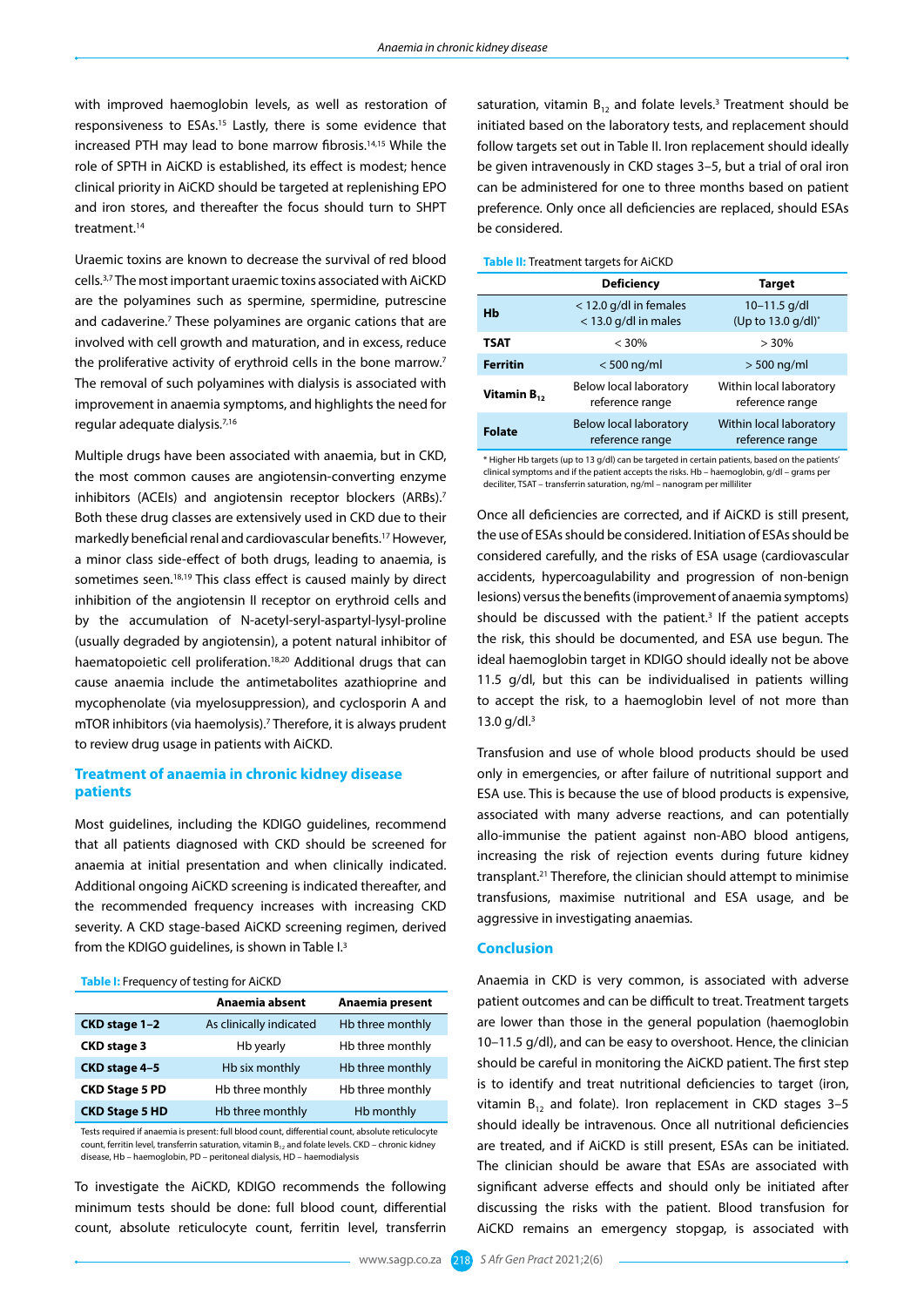with improved haemoglobin levels, as well as restoration of responsiveness to ESAs.[15] Lastly, there is some evidence that increased PTH may lead to bone marrow fibrosis.[14,15] While the role of SPTH in AiCKD is established, its effect is modest; hence clinical priority in AiCKD should be targeted at replenishing EPO and iron stores, and thereafter the focus should turn to SHPT treatment.[14]

Uraemic toxins are known to decrease the survival of red blood cells.[3,7] The most important uraemic toxins associated with AiCKD are the polyamines such as spermine, spermidine, putrescine and cadaverine.[7] These polyamines are organic cations that are involved with cell growth and maturation, and in excess, reduce the proliferative activity of erythroid cells in the bone marrow.[7] The removal of such polyamines with dialysis is associated with improvement in anaemia symptoms, and highlights the need for regular adequate dialysis.[7,16]

Multiple drugs have been associated with anaemia, but in CKD, the most common causes are angiotensin-converting enzyme inhibitors (ACEIs) and angiotensin receptor blockers (ARBs).[7] Both these drug classes are extensively used in CKD due to their markedly beneficial renal and cardiovascular benefits.[17] However, a minor class side-effect of both drugs, leading to anaemia, is sometimes seen.[18,19] This class effect is caused mainly by direct inhibition of the angiotensin II receptor on erythroid cells and by the accumulation of N-acetyl-seryl-aspartyl-lysyl-proline (usually degraded by angiotensin), a potent natural inhibitor of haematopoietic cell proliferation.[18,20] Additional drugs that can cause anaemia include the antimetabolites azathioprine and mycophenolate (via myelosuppression), and cyclosporin A and mTOR inhibitors (via haemolysis).[7] Therefore, it is always prudent to review drug usage in patients with AiCKD.

## Treatment of anaemia in chronic kidney disease patients

Most guidelines, including the KDIGO guidelines, recommend that all patients diagnosed with CKD should be screened for anaemia at initial presentation and when clinically indicated. Additional ongoing AiCKD screening is indicated thereafter, and the recommended frequency increases with increasing CKD severity. A CKD stage-based AiCKD screening regimen, derived from the KDIGO guidelines, is shown in Table I.[3]

**Table I:** Frequency of testing for AiCKD

| | Anaemia absent | Anaemia present |
|---|---|---|
| **CKD stage 1–2** | As clinically indicated | Hb three monthly |
| **CKD stage 3** | Hb yearly | Hb three monthly |
| **CKD stage 4–5** | Hb six monthly | Hb three monthly |
| **CKD Stage 5 PD** | Hb three monthly | Hb three monthly |
| **CKD Stage 5 HD** | Hb three monthly | Hb monthly |

Tests required if anaemia is present: full blood count, differential count, absolute reticulocyte count, ferritin level, transferrin saturation, vitamin $B_{12}$ and folate levels. CKD – chronic kidney disease, Hb – haemoglobin, PD – peritoneal dialysis, HD – haemodialysis

To investigate the AiCKD, KDIGO recommends the following minimum tests should be done: full blood count, differential count, absolute reticulocyte count, ferritin level, transferrin saturation, vitamin $B_{12}$ and folate levels.[3] Treatment should be initiated based on the laboratory tests, and replacement should follow targets set out in Table II. Iron replacement should ideally be given intravenously in CKD stages 3–5, but a trial of oral iron can be administered for one to three months based on patient preference. Only once all deficiencies are replaced, should ESAs be considered.

**Table II:** Treatment targets for AiCKD

| | Deficiency | Target |
|---|---|---|
| **Hb** | < 12.0 g/dl in females<br>< 13.0 g/dl in males | 10–11.5 g/dl<br>(Up to 13.0 g/dl)* |
| **TSAT** | < 30% | > 30% |
| **Ferritin** | < 500 ng/ml | > 500 ng/ml |
| **Vitamin $B_{12}$** | Below local laboratory reference range | Within local laboratory reference range |
| **Folate** | Below local laboratory reference range | Within local laboratory reference range |

\* Higher Hb targets (up to 13 g/dl) can be targeted in certain patients, based on the patients' clinical symptoms and if the patient accepts the risks. Hb – haemoglobin, g/dl – grams per deciliter, TSAT – transferrin saturation, ng/ml – nanogram per milliliter

Once all deficiencies are corrected, and if AiCKD is still present, the use of ESAs should be considered. Initiation of ESAs should be considered carefully, and the risks of ESA usage (cardiovascular accidents, hypercoagulability and progression of non-benign lesions) versus the benefits (improvement of anaemia symptoms) should be discussed with the patient.[3] If the patient accepts the risk, this should be documented, and ESA use begun. The ideal haemoglobin target in KDIGO should ideally not be above 11.5 g/dl, but this can be individualised in patients willing to accept the risk, to a haemoglobin level of not more than 13.0 g/dl.[3]

Transfusion and use of whole blood products should be used only in emergencies, or after failure of nutritional support and ESA use. This is because the use of blood products is expensive, associated with many adverse reactions, and can potentially allo-immunise the patient against non-ABO blood antigens, increasing the risk of rejection events during future kidney transplant.[21] Therefore, the clinician should attempt to minimise transfusions, maximise nutritional and ESA usage, and be aggressive in investigating anaemias.

## Conclusion

Anaemia in CKD is very common, is associated with adverse patient outcomes and can be difficult to treat. Treatment targets are lower than those in the general population (haemoglobin 10–11.5 g/dl), and can be easy to overshoot. Hence, the clinician should be careful in monitoring the AiCKD patient. The first step is to identify and treat nutritional deficiencies to target (iron, vitamin $B_{12}$ and folate). Iron replacement in CKD stages 3–5 should ideally be intravenous. Once all nutritional deficiencies are treated, and if AiCKD is still present, ESAs can be initiated. The clinician should be aware that ESAs are associated with significant adverse effects and should only be initiated after discussing the risks with the patient. Blood transfusion for AiCKD remains an emergency stopgap, is associated with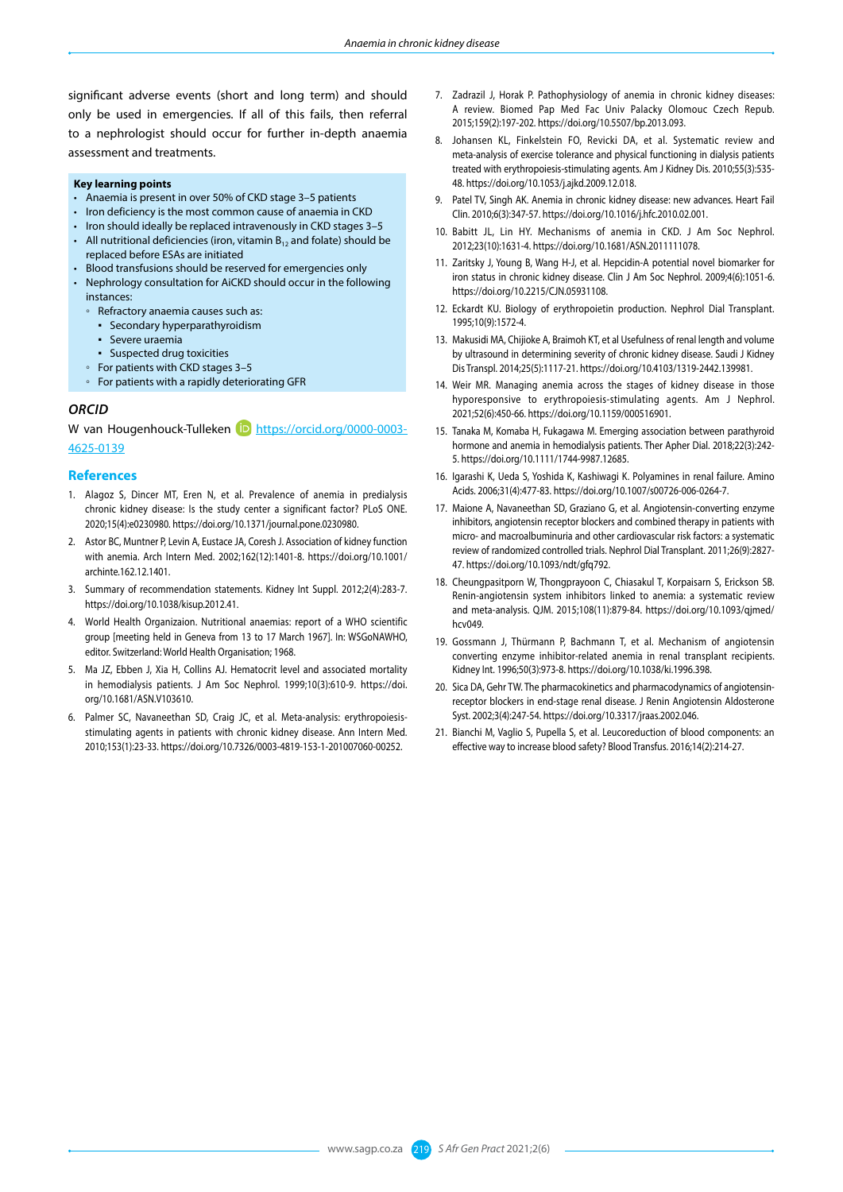significant adverse events (short and long term) and should only be used in emergencies. If all of this fails, then referral to a nephrologist should occur for further in-depth anaemia assessment and treatments.

**Key learning points**

- Anaemia is present in over 50% of CKD stage 3–5 patients
- Iron deficiency is the most common cause of anaemia in CKD
- Iron should ideally be replaced intravenously in CKD stages 3–5
- All nutritional deficiencies (iron, vitamin $B_{12}$ and folate) should be replaced before ESAs are initiated
- Blood transfusions should be reserved for emergencies only
- Nephrology consultation for AiCKD should occur in the following instances:
  - Refractory anaemia causes such as:
    - Secondary hyperparathyroidism
    - Severe uraemia
    - Suspected drug toxicities
  - For patients with CKD stages 3–5
  - For patients with a rapidly deteriorating GFR

### *ORCID*

W van Hougenhouck-Tulleken https://orcid.org/0000-0003-4625-0139

## References

1. Alagoz S, Dincer MT, Eren N, et al. Prevalence of anemia in predialysis chronic kidney disease: Is the study center a significant factor? PLoS ONE. 2020;15(4):e0230980. https://doi.org/10.1371/journal.pone.0230980.
2. Astor BC, Muntner P, Levin A, Eustace JA, Coresh J. Association of kidney function with anemia. Arch Intern Med. 2002;162(12):1401-8. https://doi.org/10.1001/archinte.162.12.1401.
3. Summary of recommendation statements. Kidney Int Suppl. 2012;2(4):283-7. https://doi.org/10.1038/kisup.2012.41.
4. World Health Organizaion. Nutritional anaemias: report of a WHO scientific group [meeting held in Geneva from 13 to 17 March 1967]. In: WSGoNAWHO, editor. Switzerland: World Health Organisation; 1968.
5. Ma JZ, Ebben J, Xia H, Collins AJ. Hematocrit level and associated mortality in hemodialysis patients. J Am Soc Nephrol. 1999;10(3):610-9. https://doi.org/10.1681/ASN.V103610.
6. Palmer SC, Navaneethan SD, Craig JC, et al. Meta-analysis: erythropoiesis-stimulating agents in patients with chronic kidney disease. Ann Intern Med. 2010;153(1):23-33. https://doi.org/10.7326/0003-4819-153-1-201007060-00252.
7. Zadrazil J, Horak P. Pathophysiology of anemia in chronic kidney diseases: A review. Biomed Pap Med Fac Univ Palacky Olomouc Czech Repub. 2015;159(2):197-202. https://doi.org/10.5507/bp.2013.093.
8. Johansen KL, Finkelstein FO, Revicki DA, et al. Systematic review and meta-analysis of exercise tolerance and physical functioning in dialysis patients treated with erythropoiesis-stimulating agents. Am J Kidney Dis. 2010;55(3):535-48. https://doi.org/10.1053/j.ajkd.2009.12.018.
9. Patel TV, Singh AK. Anemia in chronic kidney disease: new advances. Heart Fail Clin. 2010;6(3):347-57. https://doi.org/10.1016/j.hfc.2010.02.001.
10. Babitt JL, Lin HY. Mechanisms of anemia in CKD. J Am Soc Nephrol. 2012;23(10):1631-4. https://doi.org/10.1681/ASN.2011111078.
11. Zaritsky J, Young B, Wang H-J, et al. Hepcidin-A potential novel biomarker for iron status in chronic kidney disease. Clin J Am Soc Nephrol. 2009;4(6):1051-6. https://doi.org/10.2215/CJN.05931108.
12. Eckardt KU. Biology of erythropoietin production. Nephrol Dial Transplant. 1995;10(9):1572-4.
13. Makusidi MA, Chijioke A, Braimoh KT, et al Usefulness of renal length and volume by ultrasound in determining severity of chronic kidney disease. Saudi J Kidney Dis Transpl. 2014;25(5):1117-21. https://doi.org/10.4103/1319-2442.139981.
14. Weir MR. Managing anemia across the stages of kidney disease in those hyporesponsive to erythropoiesis-stimulating agents. Am J Nephrol. 2021;52(6):450-66. https://doi.org/10.1159/000516901.
15. Tanaka M, Komaba H, Fukagawa M. Emerging association between parathyroid hormone and anemia in hemodialysis patients. Ther Apher Dial. 2018;22(3):242-5. https://doi.org/10.1111/1744-9987.12685.
16. Igarashi K, Ueda S, Yoshida K, Kashiwagi K. Polyamines in renal failure. Amino Acids. 2006;31(4):477-83. https://doi.org/10.1007/s00726-006-0264-7.
17. Maione A, Navaneethan SD, Graziano G, et al. Angiotensin-converting enzyme inhibitors, angiotensin receptor blockers and combined therapy in patients with micro- and macroalbuminuria and other cardiovascular risk factors: a systematic review of randomized controlled trials. Nephrol Dial Transplant. 2011;26(9):2827-47. https://doi.org/10.1093/ndt/gfq792.
18. Cheungpasitporn W, Thongprayoon C, Chiasakul T, Korpaisarn S, Erickson SB. Renin-angiotensin system inhibitors linked to anemia: a systematic review and meta-analysis. QJM. 2015;108(11):879-84. https://doi.org/10.1093/qjmed/hcv049.
19. Gossmann J, Thürmann P, Bachmann T, et al. Mechanism of angiotensin converting enzyme inhibitor-related anemia in renal transplant recipients. Kidney Int. 1996;50(3):973-8. https://doi.org/10.1038/ki.1996.398.
20. Sica DA, Gehr TW. The pharmacokinetics and pharmacodynamics of angiotensin-receptor blockers in end-stage renal disease. J Renin Angiotensin Aldosterone Syst. 2002;3(4):247-54. https://doi.org/10.3317/jraas.2002.046.
21. Bianchi M, Vaglio S, Pupella S, et al. Leucoreduction of blood components: an effective way to increase blood safety? Blood Transfus. 2016;14(2):214-27.